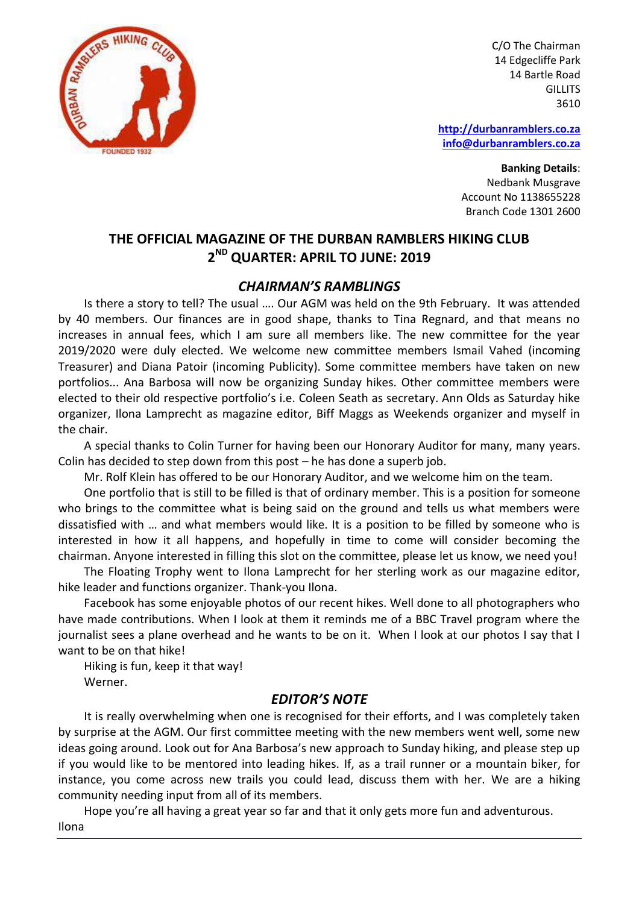C/O The Chairman
14 Edgecliffe Park
14 Bartle Road
GILLITS
3610

http://durbanramblers.co.za
info@durbanramblers.co.za

**Banking Details**:
Nedbank Musgrave
Account No 1138655228
Branch Code 1301 2600

# THE OFFICIAL MAGAZINE OF THE DURBAN RAMBLERS HIKING CLUB
# 2ND QUARTER: APRIL TO JUNE: 2019

## *CHAIRMAN'S RAMBLINGS*

Is there a story to tell? The usual …. Our AGM was held on the 9th February. It was attended by 40 members. Our finances are in good shape, thanks to Tina Regnard, and that means no increases in annual fees, which I am sure all members like. The new committee for the year 2019/2020 were duly elected. We welcome new committee members Ismail Vahed (incoming Treasurer) and Diana Patoir (incoming Publicity). Some committee members have taken on new portfolios... Ana Barbosa will now be organizing Sunday hikes. Other committee members were elected to their old respective portfolio's i.e. Coleen Seath as secretary. Ann Olds as Saturday hike organizer, Ilona Lamprecht as magazine editor, Biff Maggs as Weekends organizer and myself in the chair.

A special thanks to Colin Turner for having been our Honorary Auditor for many, many years. Colin has decided to step down from this post – he has done a superb job.

Mr. Rolf Klein has offered to be our Honorary Auditor, and we welcome him on the team.

One portfolio that is still to be filled is that of ordinary member. This is a position for someone who brings to the committee what is being said on the ground and tells us what members were dissatisfied with … and what members would like. It is a position to be filled by someone who is interested in how it all happens, and hopefully in time to come will consider becoming the chairman. Anyone interested in filling this slot on the committee, please let us know, we need you!

The Floating Trophy went to Ilona Lamprecht for her sterling work as our magazine editor, hike leader and functions organizer. Thank-you Ilona.

Facebook has some enjoyable photos of our recent hikes. Well done to all photographers who have made contributions. When I look at them it reminds me of a BBC Travel program where the journalist sees a plane overhead and he wants to be on it. When I look at our photos I say that I want to be on that hike!

Hiking is fun, keep it that way!
Werner.

## *EDITOR'S NOTE*

It is really overwhelming when one is recognised for their efforts, and I was completely taken by surprise at the AGM. Our first committee meeting with the new members went well, some new ideas going around. Look out for Ana Barbosa's new approach to Sunday hiking, and please step up if you would like to be mentored into leading hikes. If, as a trail runner or a mountain biker, for instance, you come across new trails you could lead, discuss them with her. We are a hiking community needing input from all of its members.

Hope you're all having a great year so far and that it only gets more fun and adventurous.
Ilona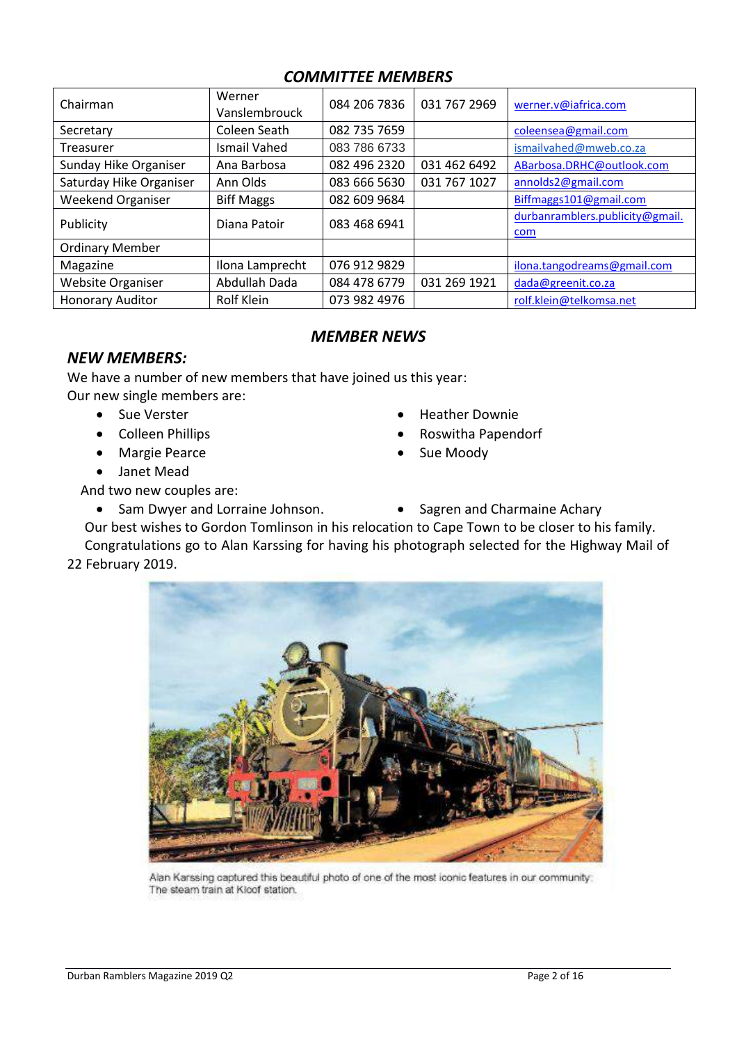## *COMMITTEE MEMBERS*

| | | | | |
|---|---|---|---|---|
| Chairman | Werner Vanslembrouck | 084 206 7836 | 031 767 2969 | werner.v@iafrica.com |
| Secretary | Coleen Seath | 082 735 7659 | | coleensea@gmail.com |
| Treasurer | Ismail Vahed | 083 786 6733 | | ismailvahed@mweb.co.za |
| Sunday Hike Organiser | Ana Barbosa | 082 496 2320 | 031 462 6492 | ABarbosa.DRHC@outlook.com |
| Saturday Hike Organiser | Ann Olds | 083 666 5630 | 031 767 1027 | annolds2@gmail.com |
| Weekend Organiser | Biff Maggs | 082 609 9684 | | Biffmaggs101@gmail.com |
| Publicity | Diana Patoir | 083 468 6941 | | durbanramblers.publicity@gmail.com |
| Ordinary Member | | | | |
| Magazine | Ilona Lamprecht | 076 912 9829 | | ilona.tangodreams@gmail.com |
| Website Organiser | Abdullah Dada | 084 478 6779 | 031 269 1921 | dada@greenit.co.za |
| Honorary Auditor | Rolf Klein | 073 982 4976 | | rolf.klein@telkomsa.net |

## *MEMBER NEWS*

### *NEW MEMBERS:*

We have a number of new members that have joined us this year:
Our new single members are:

- Sue Verster
- Colleen Phillips
- Margie Pearce
- Janet Mead
- Heather Downie
- Roswitha Papendorf
- Sue Moody

And two new couples are:

- Sam Dwyer and Lorraine Johnson.
- Sagren and Charmaine Achary

Our best wishes to Gordon Tomlinson in his relocation to Cape Town to be closer to his family.

Congratulations go to Alan Karssing for having his photograph selected for the Highway Mail of 22 February 2019.

Alan Karssing captured this beautiful photo of one of the most iconic features in our community: The steam train at Kloof station.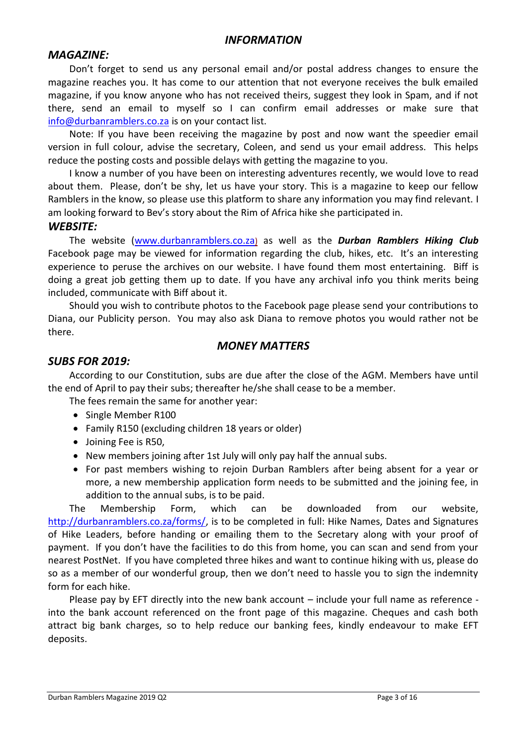## *INFORMATION*

### *MAGAZINE:*

Don't forget to send us any personal email and/or postal address changes to ensure the magazine reaches you. It has come to our attention that not everyone receives the bulk emailed magazine, if you know anyone who has not received theirs, suggest they look in Spam, and if not there, send an email to myself so I can confirm email addresses or make sure that info@durbanramblers.co.za is on your contact list.

Note: If you have been receiving the magazine by post and now want the speedier email version in full colour, advise the secretary, Coleen, and send us your email address. This helps reduce the posting costs and possible delays with getting the magazine to you.

I know a number of you have been on interesting adventures recently, we would love to read about them. Please, don't be shy, let us have your story. This is a magazine to keep our fellow Ramblers in the know, so please use this platform to share any information you may find relevant. I am looking forward to Bev's story about the Rim of Africa hike she participated in.

### *WEBSITE:*

The website (www.durbanramblers.co.za) as well as the ***Durban Ramblers Hiking Club*** Facebook page may be viewed for information regarding the club, hikes, etc. It's an interesting experience to peruse the archives on our website. I have found them most entertaining. Biff is doing a great job getting them up to date. If you have any archival info you think merits being included, communicate with Biff about it.

Should you wish to contribute photos to the Facebook page please send your contributions to Diana, our Publicity person. You may also ask Diana to remove photos you would rather not be there.

## *MONEY MATTERS*

### *SUBS FOR 2019:*

According to our Constitution, subs are due after the close of the AGM. Members have until the end of April to pay their subs; thereafter he/she shall cease to be a member.

The fees remain the same for another year:

- Single Member R100
- Family R150 (excluding children 18 years or older)
- Joining Fee is R50,
- New members joining after 1st July will only pay half the annual subs.
- For past members wishing to rejoin Durban Ramblers after being absent for a year or more, a new membership application form needs to be submitted and the joining fee, in addition to the annual subs, is to be paid.

The Membership Form, which can be downloaded from our website, http://durbanramblers.co.za/forms/, is to be completed in full: Hike Names, Dates and Signatures of Hike Leaders, before handing or emailing them to the Secretary along with your proof of payment. If you don't have the facilities to do this from home, you can scan and send from your nearest PostNet. If you have completed three hikes and want to continue hiking with us, please do so as a member of our wonderful group, then we don't need to hassle you to sign the indemnity form for each hike.

Please pay by EFT directly into the new bank account – include your full name as reference - into the bank account referenced on the front page of this magazine. Cheques and cash both attract big bank charges, so to help reduce our banking fees, kindly endeavour to make EFT deposits.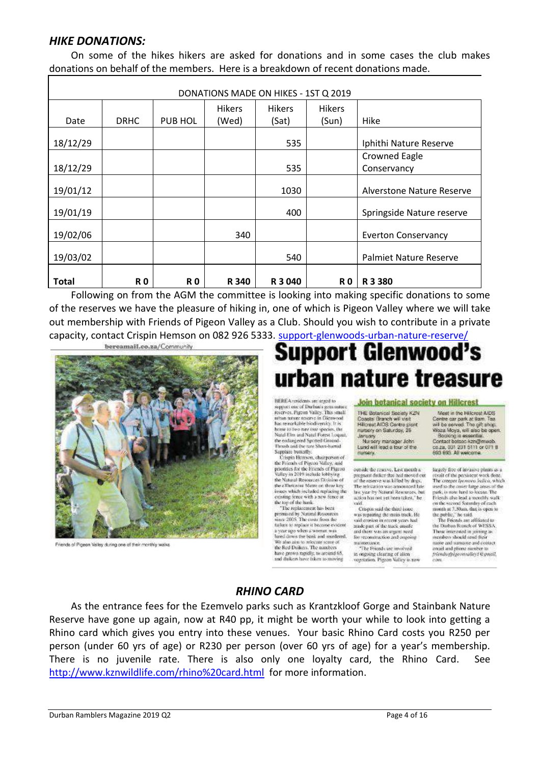## *HIKE DONATIONS:*

On some of the hikes hikers are asked for donations and in some cases the club makes donations on behalf of the members. Here is a breakdown of recent donations made.

| DONATIONS MADE ON HIKES - 1ST Q 2019 | | | | | | |
|---|---|---|---|---|---|---|
| Date | DRHC | PUB HOL | Hikers (Wed) | Hikers (Sat) | Hikers (Sun) | Hike |
| 18/12/29 | | | | 535 | | Iphithi Nature Reserve |
| 18/12/29 | | | | 535 | | Crowned Eagle Conservancy |
| 19/01/12 | | | | 1030 | | Alverstone Nature Reserve |
| 19/01/19 | | | | 400 | | Springside Nature reserve |
| 19/02/06 | | | 340 | | | Everton Conservancy |
| 19/03/02 | | | | 540 | | Palmiet Nature Reserve |
| **Total** | **R 0** | **R 0** | **R 340** | **R 3 040** | **R 0** | **R 3 380** |

Following on from the AGM the committee is looking into making specific donations to some of the reserves we have the pleasure of hiking in, one of which is Pigeon Valley where we will take out membership with Friends of Pigeon Valley as a Club. Should you wish to contribute in a private capacity, contact Crispin Hemson on 082 926 5333. [support-glenwoods-urban-nature-reserve/](support-glenwoods-urban-nature-reserve/)

bereamail.co.za/Community

Friends of Pigeon Valley during one of their monthly walks

# Support Glenwood's urban nature treasure

BEREA residents are urged to support one of Durban's gem nature reserves, Pigeon Valley. This small urban nature reserve in Glenwood has remarkable biodiversity. It is home to two rare tree species, the Natal Elm and Natal Forest Loquat, the endangered Spotted Ground-Thrush and the rare Short-barred Sapphire butterfly.

Crispin Hemson, chairperson of the Friends of Pigeon Valley, said priorities for the Friends of Pigeon Valley in 2019 include lobbying the Natural Resources Division of the eThekwini Metro on three key issues which included replacing the existing fence with a new fence at the top of the bank.

"The replacement has been promised by Natural Resources since 2005. The costs from the failure to replace it became evident a year ago when a woman was lured down the bank and murdered. We also aim to relocate some of the Red Duikers. The numbers have grown rapidly, to around 65, and duikers have taken to moving outside the reserve. Last month a pregnant duiker that had moved out of the reserve was killed by dogs. The relocation was announced late last year by Natural Resources, but action has not yet been taken," he said.

Crispin said the third issue was repairing the main track. He said erosion in recent years had made part of the track unsafe and there was an urgent need for reconstruction and ongoing maintenance.

"The Friends are involved in ongoing clearing of alien vegetation. Pigeon Valley is now largely free of invasive plants as a result of the persistent work done. The creeper Ipomoea indica, which used to the cover large areas of the park, is now hard to locate. The Friends also lead a monthly walk on the second Saturday of each month at 7.30am, that is open to the public," he said.

The Friends are affiliated to the Durban Branch of WESSA. Those interested in joining as members should send their name and surname and contact email and phone number to friendsofpigeonvalley1@gmail.com.

### Join botanical society on Hillcrest

THE Botanical Society KZN Coastal Branch will visit Hillcrest AIDS Centre plant nursery on Saturday, 26 January. Nursery manager John Lund will lead a tour of the nursery. Meet in the Hillcrest AIDS Centre car park at 8am. Tea will be served. The gift shop, Woza Moya, will also be open. Booking is essential. Contact botsoc-kzn@mweb.co.za, 031 201 5111 or 071 8 693 693. All welcome.

## *RHINO CARD*

As the entrance fees for the Ezemvelo parks such as Krantzkloof Gorge and Stainbank Nature Reserve have gone up again, now at R40 pp, it might be worth your while to look into getting a Rhino card which gives you entry into these venues. Your basic Rhino Card costs you R250 per person (under 60 yrs of age) or R230 per person (over 60 yrs of age) for a year's membership. There is no juvenile rate. There is also only one loyalty card, the Rhino Card. See [http://www.kznwildlife.com/rhino%20card.html](http://www.kznwildlife.com/rhino%20card.html) for more information.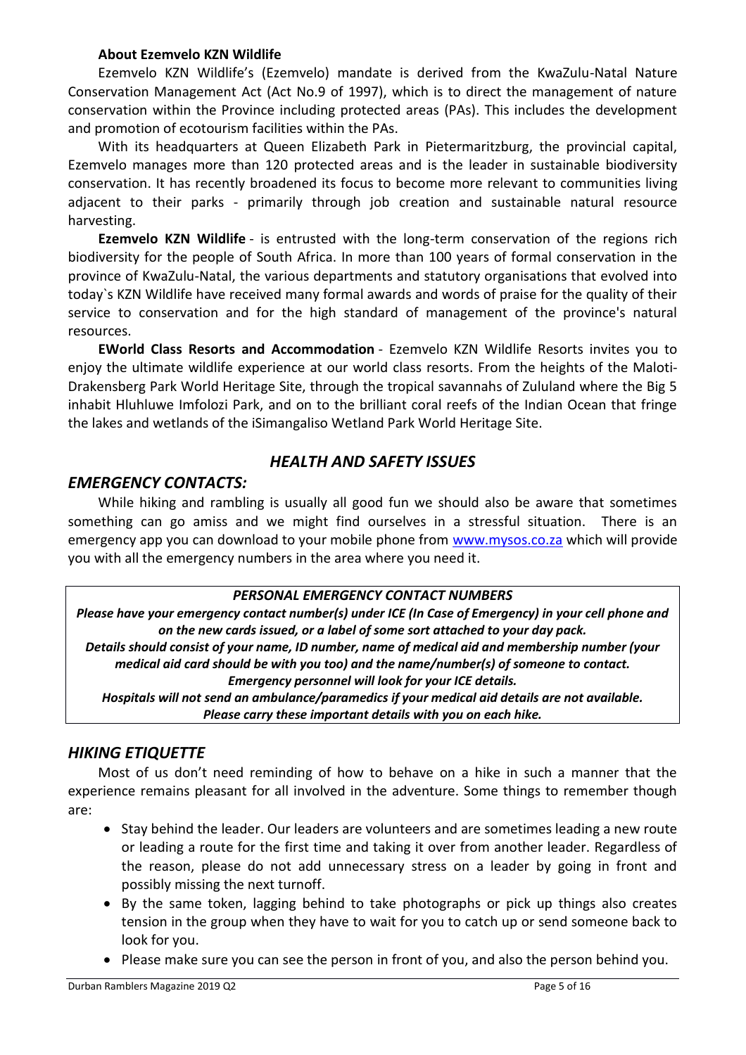**About Ezemvelo KZN Wildlife**

Ezemvelo KZN Wildlife's (Ezemvelo) mandate is derived from the KwaZulu-Natal Nature Conservation Management Act (Act No.9 of 1997), which is to direct the management of nature conservation within the Province including protected areas (PAs). This includes the development and promotion of ecotourism facilities within the PAs.

With its headquarters at Queen Elizabeth Park in Pietermaritzburg, the provincial capital, Ezemvelo manages more than 120 protected areas and is the leader in sustainable biodiversity conservation. It has recently broadened its focus to become more relevant to communities living adjacent to their parks - primarily through job creation and sustainable natural resource harvesting.

**Ezemvelo KZN Wildlife** - is entrusted with the long-term conservation of the regions rich biodiversity for the people of South Africa. In more than 100 years of formal conservation in the province of KwaZulu-Natal, the various departments and statutory organisations that evolved into today`s KZN Wildlife have received many formal awards and words of praise for the quality of their service to conservation and for the high standard of management of the province's natural resources.

**EWorld Class Resorts and Accommodation** - Ezemvelo KZN Wildlife Resorts invites you to enjoy the ultimate wildlife experience at our world class resorts. From the heights of the Maloti-Drakensberg Park World Heritage Site, through the tropical savannahs of Zululand where the Big 5 inhabit Hluhluwe Imfolozi Park, and on to the brilliant coral reefs of the Indian Ocean that fringe the lakes and wetlands of the iSimangaliso Wetland Park World Heritage Site.

## *HEALTH AND SAFETY ISSUES*

### *EMERGENCY CONTACTS:*

While hiking and rambling is usually all good fun we should also be aware that sometimes something can go amiss and we might find ourselves in a stressful situation. There is an emergency app you can download to your mobile phone from www.mysos.co.za which will provide you with all the emergency numbers in the area where you need it.

***PERSONAL EMERGENCY CONTACT NUMBERS***

***Please have your emergency contact number(s) under ICE (In Case of Emergency) in your cell phone and on the new cards issued, or a label of some sort attached to your day pack.***

***Details should consist of your name, ID number, name of medical aid and membership number (your medical aid card should be with you too) and the name/number(s) of someone to contact.***

***Emergency personnel will look for your ICE details.***

***Hospitals will not send an ambulance/paramedics if your medical aid details are not available.***

***Please carry these important details with you on each hike.***

### *HIKING ETIQUETTE*

Most of us don't need reminding of how to behave on a hike in such a manner that the experience remains pleasant for all involved in the adventure. Some things to remember though are:

- Stay behind the leader. Our leaders are volunteers and are sometimes leading a new route or leading a route for the first time and taking it over from another leader. Regardless of the reason, please do not add unnecessary stress on a leader by going in front and possibly missing the next turnoff.
- By the same token, lagging behind to take photographs or pick up things also creates tension in the group when they have to wait for you to catch up or send someone back to look for you.
- Please make sure you can see the person in front of you, and also the person behind you.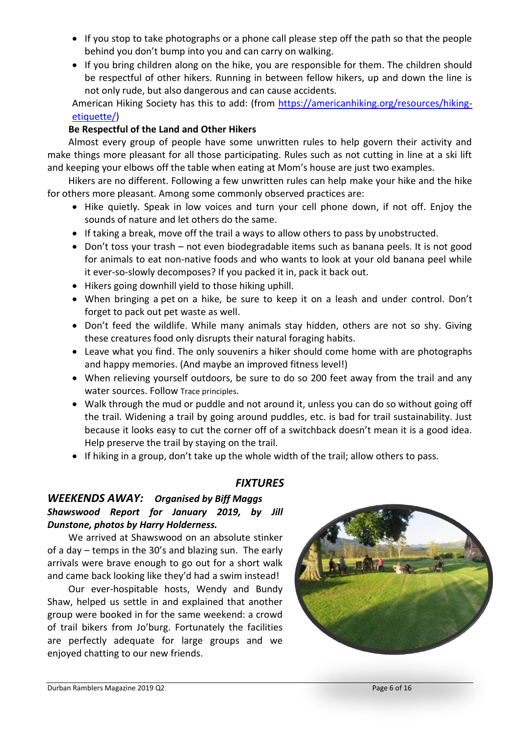- If you stop to take photographs or a phone call please step off the path so that the people behind you don't bump into you and can carry on walking.
- If you bring children along on the hike, you are responsible for them. The children should be respectful of other hikers. Running in between fellow hikers, up and down the line is not only rude, but also dangerous and can cause accidents.

American Hiking Society has this to add: (from [https://americanhiking.org/resources/hiking-etiquette/](https://americanhiking.org/resources/hiking-etiquette/))

**Be Respectful of the Land and Other Hikers**

Almost every group of people have some unwritten rules to help govern their activity and make things more pleasant for all those participating. Rules such as not cutting in line at a ski lift and keeping your elbows off the table when eating at Mom's house are just two examples.

Hikers are no different. Following a few unwritten rules can help make your hike and the hike for others more pleasant. Among some commonly observed practices are:

- Hike quietly. Speak in low voices and turn your cell phone down, if not off. Enjoy the sounds of nature and let others do the same.
- If taking a break, move off the trail a ways to allow others to pass by unobstructed.
- Don't toss your trash – not even biodegradable items such as banana peels. It is not good for animals to eat non-native foods and who wants to look at your old banana peel while it ever-so-slowly decomposes? If you packed it in, pack it back out.
- Hikers going downhill yield to those hiking uphill.
- When bringing a pet on a hike, be sure to keep it on a leash and under control. Don't forget to pack out pet waste as well.
- Don't feed the wildlife. While many animals stay hidden, others are not so shy. Giving these creatures food only disrupts their natural foraging habits.
- Leave what you find. The only souvenirs a hiker should come home with are photographs and happy memories. (And maybe an improved fitness level!)
- When relieving yourself outdoors, be sure to do so 200 feet away from the trail and any water sources. Follow Trace principles.
- Walk through the mud or puddle and not around it, unless you can do so without going off the trail. Widening a trail by going around puddles, etc. is bad for trail sustainability. Just because it looks easy to cut the corner off of a switchback doesn't mean it is a good idea. Help preserve the trail by staying on the trail.
- If hiking in a group, don't take up the whole width of the trail; allow others to pass.

## *FIXTURES*

### *WEEKENDS AWAY: Organised by Biff Maggs*

***Shawswood Report for January 2019, by Jill Dunstone, photos by Harry Holderness.***

We arrived at Shawswood on an absolute stinker of a day – temps in the 30's and blazing sun. The early arrivals were brave enough to go out for a short walk and came back looking like they'd had a swim instead!

Our ever-hospitable hosts, Wendy and Bundy Shaw, helped us settle in and explained that another group were booked in for the same weekend: a crowd of trail bikers from Jo'burg. Fortunately the facilities are perfectly adequate for large groups and we enjoyed chatting to our new friends.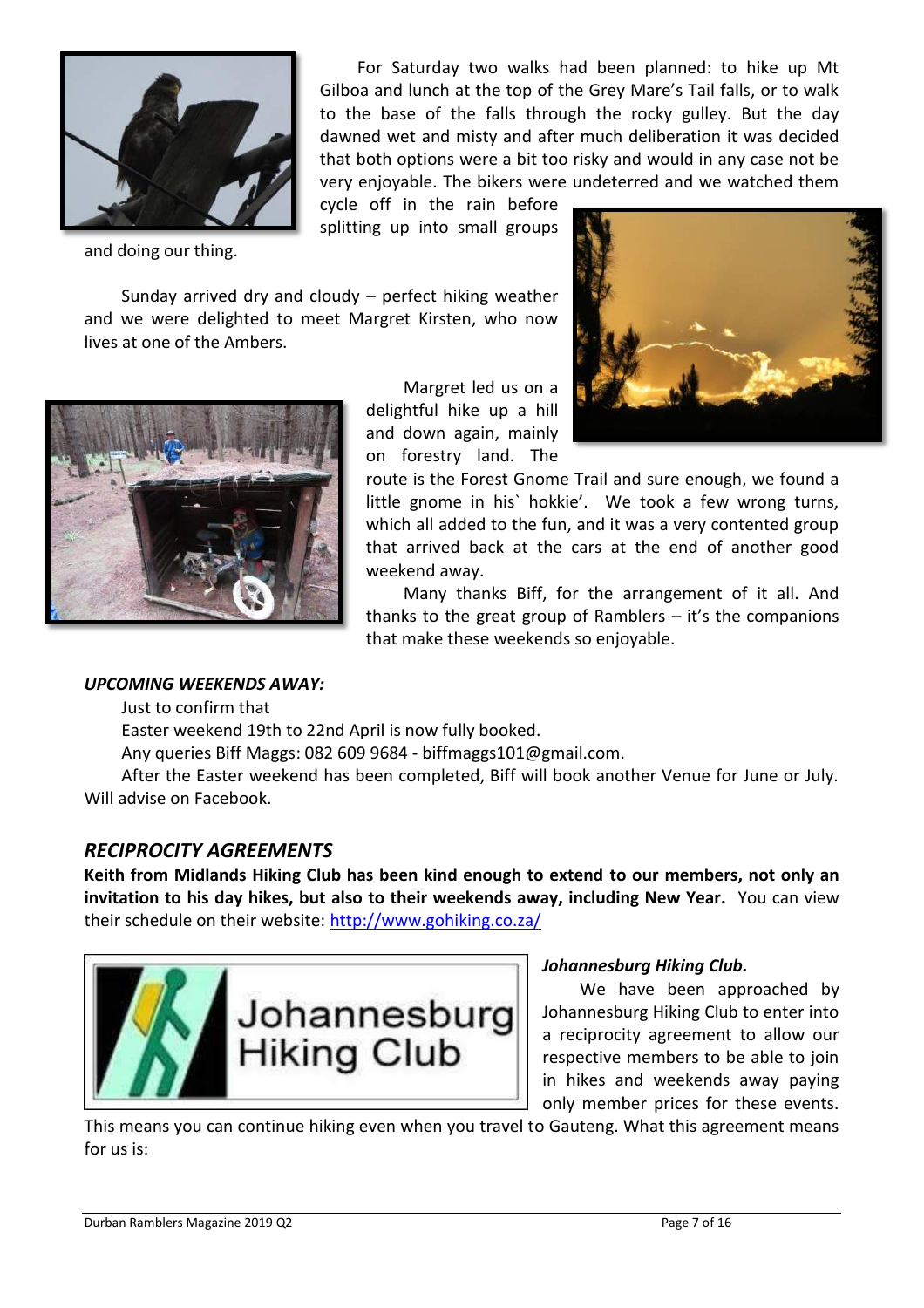For Saturday two walks had been planned: to hike up Mt Gilboa and lunch at the top of the Grey Mare's Tail falls, or to walk to the base of the falls through the rocky gulley. But the day dawned wet and misty and after much deliberation it was decided that both options were a bit too risky and would in any case not be very enjoyable. The bikers were undeterred and we watched them cycle off in the rain before splitting up into small groups and doing our thing.

Sunday arrived dry and cloudy – perfect hiking weather and we were delighted to meet Margret Kirsten, who now lives at one of the Ambers.

Margret led us on a delightful hike up a hill and down again, mainly on forestry land. The route is the Forest Gnome Trail and sure enough, we found a little gnome in his` hokkie'. We took a few wrong turns, which all added to the fun, and it was a very contented group that arrived back at the cars at the end of another good weekend away.

Many thanks Biff, for the arrangement of it all. And thanks to the great group of Ramblers – it's the companions that make these weekends so enjoyable.

***UPCOMING WEEKENDS AWAY:***

Just to confirm that

Easter weekend 19th to 22nd April is now fully booked.

Any queries Biff Maggs: 082 609 9684 - biffmaggs101@gmail.com.

After the Easter weekend has been completed, Biff will book another Venue for June or July. Will advise on Facebook.

## *RECIPROCITY AGREEMENTS*

**Keith from Midlands Hiking Club has been kind enough to extend to our members, not only an invitation to his day hikes, but also to their weekends away, including New Year.** You can view their schedule on their website: [http://www.gohiking.co.za/](http://www.gohiking.co.za/)

***Johannesburg Hiking Club.***

We have been approached by Johannesburg Hiking Club to enter into a reciprocity agreement to allow our respective members to be able to join in hikes and weekends away paying only member prices for these events. This means you can continue hiking even when you travel to Gauteng. What this agreement means for us is: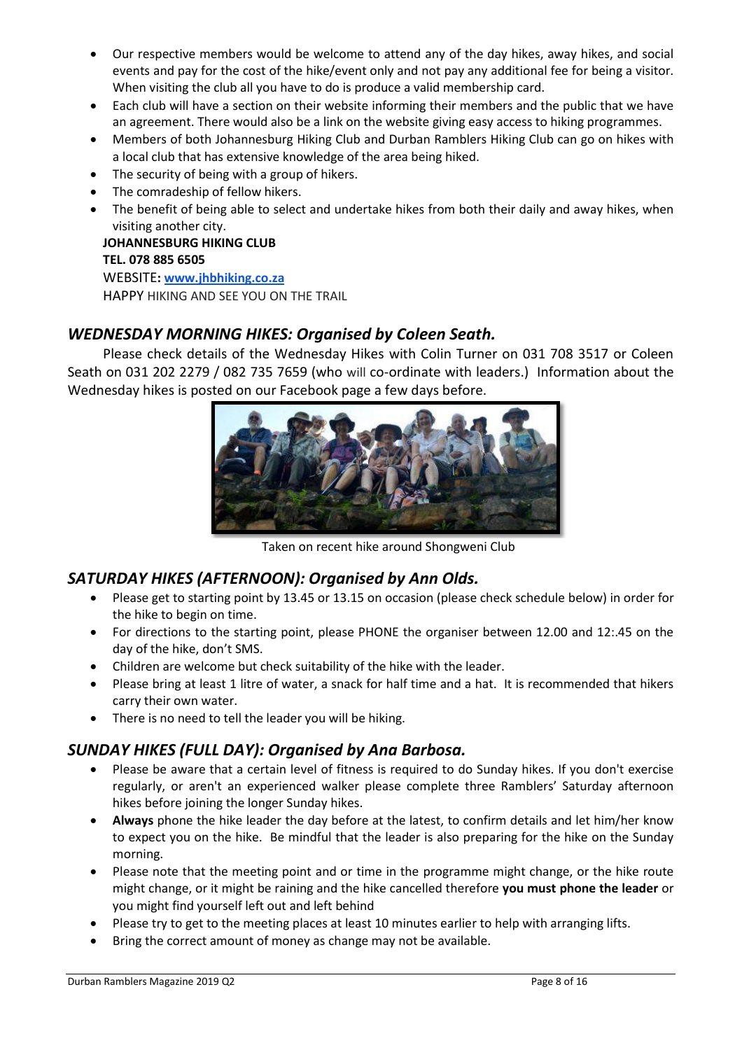- Our respective members would be welcome to attend any of the day hikes, away hikes, and social events and pay for the cost of the hike/event only and not pay any additional fee for being a visitor. When visiting the club all you have to do is produce a valid membership card.
- Each club will have a section on their website informing their members and the public that we have an agreement. There would also be a link on the website giving easy access to hiking programmes.
- Members of both Johannesburg Hiking Club and Durban Ramblers Hiking Club can go on hikes with a local club that has extensive knowledge of the area being hiked.
- The security of being with a group of hikers.
- The comradeship of fellow hikers.
- The benefit of being able to select and undertake hikes from both their daily and away hikes, when visiting another city.

**JOHANNESBURG HIKING CLUB**
**TEL. 078 885 6505**
WEBSITE: **www.jhbhiking.co.za**
HAPPY HIKING AND SEE YOU ON THE TRAIL

## *WEDNESDAY MORNING HIKES: Organised by Coleen Seath.*

Please check details of the Wednesday Hikes with Colin Turner on 031 708 3517 or Coleen Seath on 031 202 2279 / 082 735 7659 (who will co-ordinate with leaders.) Information about the Wednesday hikes is posted on our Facebook page a few days before.

Taken on recent hike around Shongweni Club

## *SATURDAY HIKES (AFTERNOON): Organised by Ann Olds.*

- Please get to starting point by 13.45 or 13.15 on occasion (please check schedule below) in order for the hike to begin on time.
- For directions to the starting point, please PHONE the organiser between 12.00 and 12:.45 on the day of the hike, don't SMS.
- Children are welcome but check suitability of the hike with the leader.
- Please bring at least 1 litre of water, a snack for half time and a hat. It is recommended that hikers carry their own water.
- There is no need to tell the leader you will be hiking.

## *SUNDAY HIKES (FULL DAY): Organised by Ana Barbosa.*

- Please be aware that a certain level of fitness is required to do Sunday hikes. If you don't exercise regularly, or aren't an experienced walker please complete three Ramblers' Saturday afternoon hikes before joining the longer Sunday hikes.
- **Always** phone the hike leader the day before at the latest, to confirm details and let him/her know to expect you on the hike. Be mindful that the leader is also preparing for the hike on the Sunday morning.
- Please note that the meeting point and or time in the programme might change, or the hike route might change, or it might be raining and the hike cancelled therefore **you must phone the leader** or you might find yourself left out and left behind
- Please try to get to the meeting places at least 10 minutes earlier to help with arranging lifts.
- Bring the correct amount of money as change may not be available.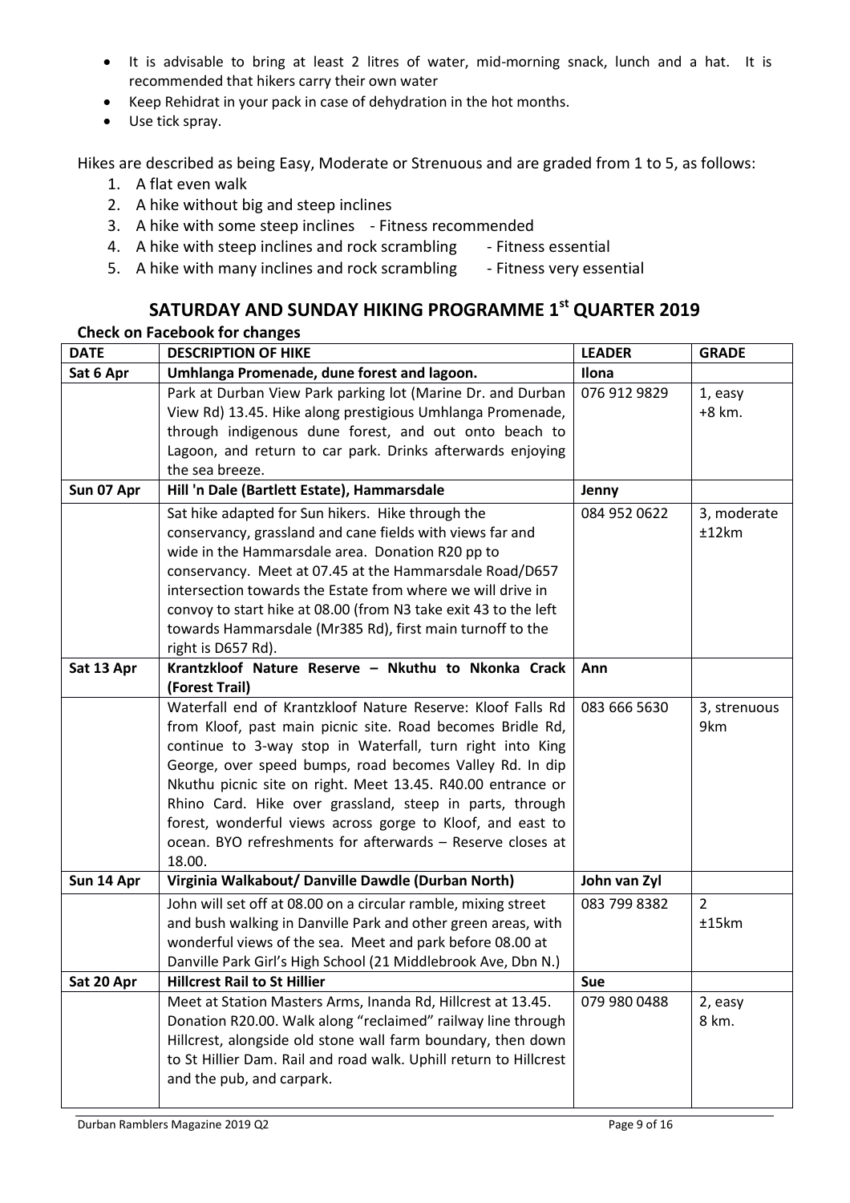- It is advisable to bring at least 2 litres of water, mid-morning snack, lunch and a hat. It is recommended that hikers carry their own water
- Keep Rehidrat in your pack in case of dehydration in the hot months.
- Use tick spray.

Hikes are described as being Easy, Moderate or Strenuous and are graded from 1 to 5, as follows:

1. A flat even walk
2. A hike without big and steep inclines
3. A hike with some steep inclines - Fitness recommended
4. A hike with steep inclines and rock scrambling - Fitness essential
5. A hike with many inclines and rock scrambling - Fitness very essential

## SATURDAY AND SUNDAY HIKING PROGRAMME 1st QUARTER 2019

**Check on Facebook for changes**

| DATE | DESCRIPTION OF HIKE | LEADER | GRADE |
|---|---|---|---|
| **Sat 6 Apr** | **Umhlanga Promenade, dune forest and lagoon.** | **Ilona** | |
| | Park at Durban View Park parking lot (Marine Dr. and Durban View Rd) 13.45. Hike along prestigious Umhlanga Promenade, through indigenous dune forest, and out onto beach to Lagoon, and return to car park. Drinks afterwards enjoying the sea breeze. | 076 912 9829 | 1, easy +8 km. |
| **Sun 07 Apr** | **Hill 'n Dale (Bartlett Estate), Hammarsdale** | **Jenny** | |
| | Sat hike adapted for Sun hikers. Hike through the conservancy, grassland and cane fields with views far and wide in the Hammarsdale area. Donation R20 pp to conservancy. Meet at 07.45 at the Hammarsdale Road/D657 intersection towards the Estate from where we will drive in convoy to start hike at 08.00 (from N3 take exit 43 to the left towards Hammarsdale (Mr385 Rd), first main turnoff to the right is D657 Rd). | 084 952 0622 | 3, moderate ±12km |
| **Sat 13 Apr** | **Krantzkloof Nature Reserve – Nkuthu to Nkonka Crack (Forest Trail)** | **Ann** | |
| | Waterfall end of Krantzkloof Nature Reserve: Kloof Falls Rd from Kloof, past main picnic site. Road becomes Bridle Rd, continue to 3-way stop in Waterfall, turn right into King George, over speed bumps, road becomes Valley Rd. In dip Nkuthu picnic site on right. Meet 13.45. R40.00 entrance or Rhino Card. Hike over grassland, steep in parts, through forest, wonderful views across gorge to Kloof, and east to ocean. BYO refreshments for afterwards – Reserve closes at 18.00. | 083 666 5630 | 3, strenuous 9km |
| **Sun 14 Apr** | **Virginia Walkabout/ Danville Dawdle (Durban North)** | **John van Zyl** | |
| | John will set off at 08.00 on a circular ramble, mixing street and bush walking in Danville Park and other green areas, with wonderful views of the sea. Meet and park before 08.00 at Danville Park Girl's High School (21 Middlebrook Ave, Dbn N.) | 083 799 8382 | 2 ±15km |
| **Sat 20 Apr** | **Hillcrest Rail to St Hillier** | **Sue** | |
| | Meet at Station Masters Arms, Inanda Rd, Hillcrest at 13.45. Donation R20.00. Walk along "reclaimed" railway line through Hillcrest, alongside old stone wall farm boundary, then down to St Hillier Dam. Rail and road walk. Uphill return to Hillcrest and the pub, and carpark. | 079 980 0488 | 2, easy 8 km. |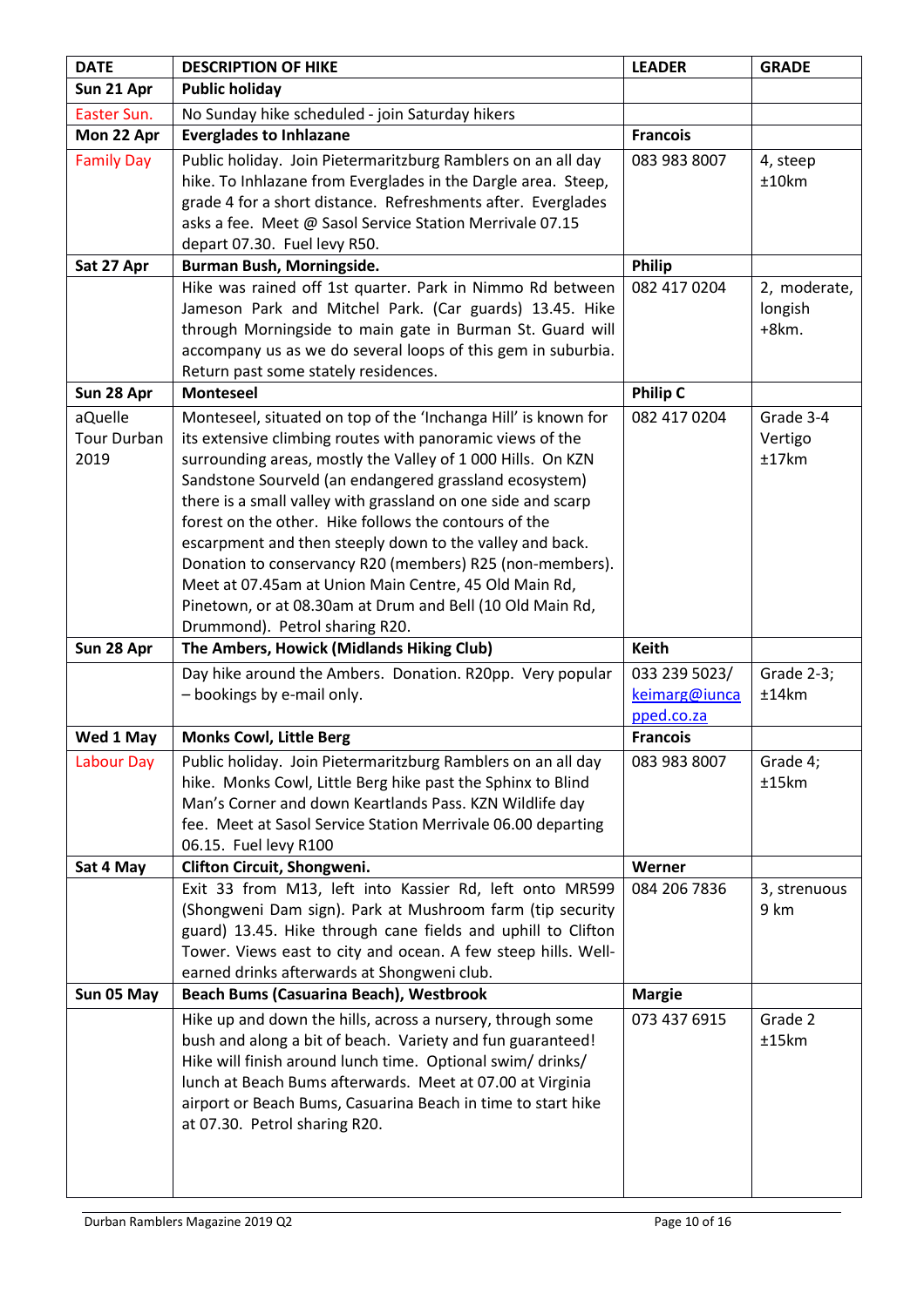| DATE | DESCRIPTION OF HIKE | LEADER | GRADE |
|---|---|---|---|
| **Sun 21 Apr** | **Public holiday** | | |
| Easter Sun. | No Sunday hike scheduled - join Saturday hikers | | |
| **Mon 22 Apr** | **Everglades to Inhlazane** | **Francois** | |
| Family Day | Public holiday. Join Pietermaritzburg Ramblers on an all day hike. To Inhlazane from Everglades in the Dargle area. Steep, grade 4 for a short distance. Refreshments after. Everglades asks a fee. Meet @ Sasol Service Station Merrivale 07.15 depart 07.30. Fuel levy R50. | 083 983 8007 | 4, steep ±10km |
| **Sat 27 Apr** | **Burman Bush, Morningside.** | **Philip** | |
| | Hike was rained off 1st quarter. Park in Nimmo Rd between Jameson Park and Mitchel Park. (Car guards) 13.45. Hike through Morningside to main gate in Burman St. Guard will accompany us as we do several loops of this gem in suburbia. Return past some stately residences. | 082 417 0204 | 2, moderate, longish +8km. |
| **Sun 28 Apr** | **Monteseel** | **Philip C** | |
| aQuelle Tour Durban 2019 | Monteseel, situated on top of the 'Inchanga Hill' is known for its extensive climbing routes with panoramic views of the surrounding areas, mostly the Valley of 1 000 Hills. On KZN Sandstone Sourveld (an endangered grassland ecosystem) there is a small valley with grassland on one side and scarp forest on the other. Hike follows the contours of the escarpment and then steeply down to the valley and back. Donation to conservancy R20 (members) R25 (non-members). Meet at 07.45am at Union Main Centre, 45 Old Main Rd, Pinetown, or at 08.30am at Drum and Bell (10 Old Main Rd, Drummond). Petrol sharing R20. | 082 417 0204 | Grade 3-4 Vertigo ±17km |
| **Sun 28 Apr** | **The Ambers, Howick (Midlands Hiking Club)** | **Keith** | |
| | Day hike around the Ambers. Donation. R20pp. Very popular – bookings by e-mail only. | 033 239 5023/ keimarg@iuncapped.co.za | Grade 2-3; ±14km |
| **Wed 1 May** | **Monks Cowl, Little Berg** | **Francois** | |
| Labour Day | Public holiday. Join Pietermaritzburg Ramblers on an all day hike. Monks Cowl, Little Berg hike past the Sphinx to Blind Man's Corner and down Keartlands Pass. KZN Wildlife day fee. Meet at Sasol Service Station Merrivale 06.00 departing 06.15. Fuel levy R100 | 083 983 8007 | Grade 4; ±15km |
| **Sat 4 May** | **Clifton Circuit, Shongweni.** | **Werner** | |
| | Exit 33 from M13, left into Kassier Rd, left onto MR599 (Shongweni Dam sign). Park at Mushroom farm (tip security guard) 13.45. Hike through cane fields and uphill to Clifton Tower. Views east to city and ocean. A few steep hills. Well-earned drinks afterwards at Shongweni club. | 084 206 7836 | 3, strenuous 9 km |
| **Sun 05 May** | **Beach Bums (Casuarina Beach), Westbrook** | **Margie** | |
| | Hike up and down the hills, across a nursery, through some bush and along a bit of beach. Variety and fun guaranteed! Hike will finish around lunch time. Optional swim/ drinks/ lunch at Beach Bums afterwards. Meet at 07.00 at Virginia airport or Beach Bums, Casuarina Beach in time to start hike at 07.30. Petrol sharing R20. | 073 437 6915 | Grade 2 ±15km |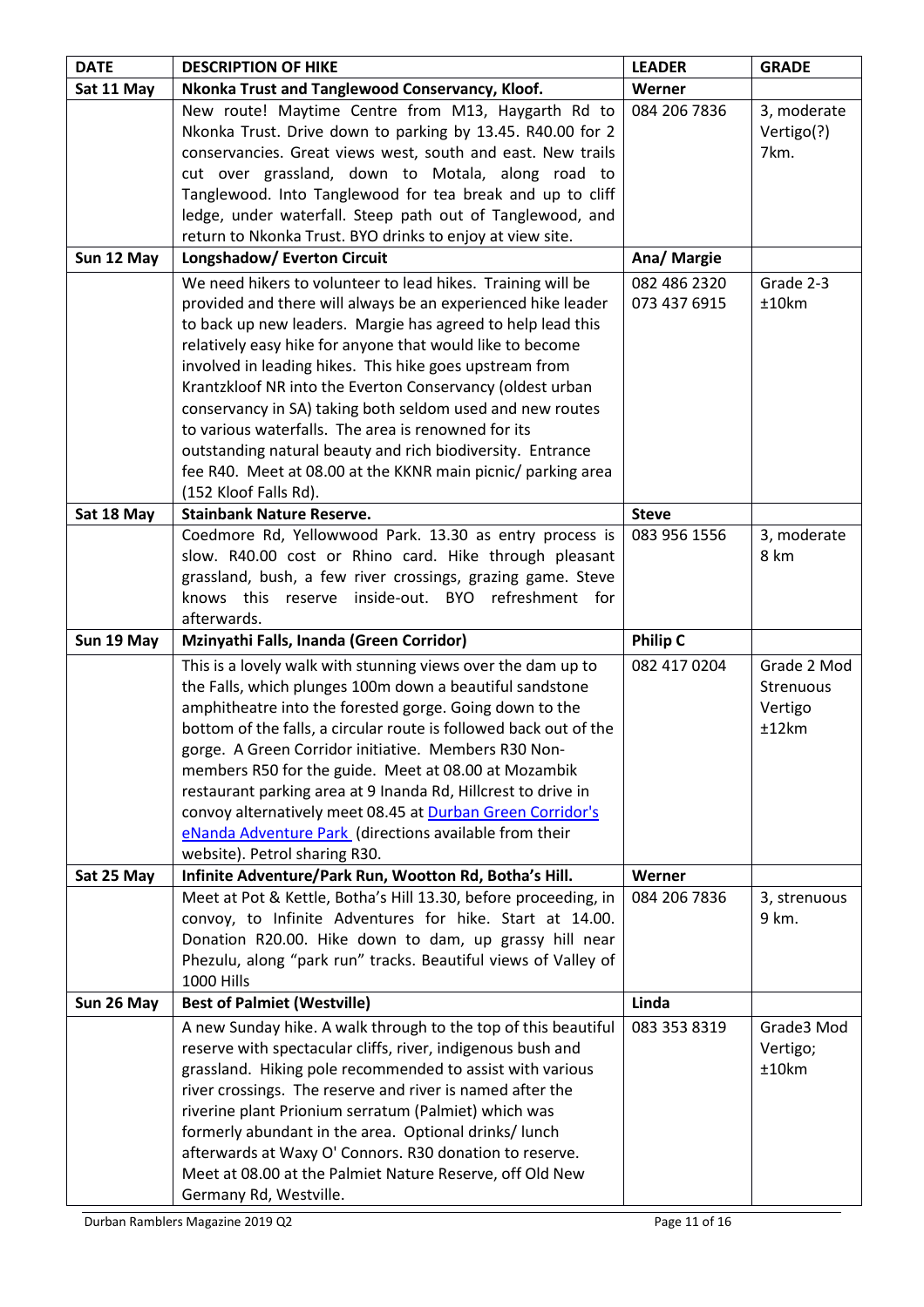| DATE | DESCRIPTION OF HIKE | LEADER | GRADE |
|---|---|---|---|
| **Sat 11 May** | **Nkonka Trust and Tanglewood Conservancy, Kloof.** | **Werner** | |
| | New route! Maytime Centre from M13, Haygarth Rd to Nkonka Trust. Drive down to parking by 13.45. R40.00 for 2 conservancies. Great views west, south and east. New trails cut over grassland, down to Motala, along road to Tanglewood. Into Tanglewood for tea break and up to cliff ledge, under waterfall. Steep path out of Tanglewood, and return to Nkonka Trust. BYO drinks to enjoy at view site. | 084 206 7836 | 3, moderate Vertigo(?) 7km. |
| **Sun 12 May** | **Longshadow/ Everton Circuit** | **Ana/ Margie** | |
| | We need hikers to volunteer to lead hikes. Training will be provided and there will always be an experienced hike leader to back up new leaders. Margie has agreed to help lead this relatively easy hike for anyone that would like to become involved in leading hikes. This hike goes upstream from Krantzkloof NR into the Everton Conservancy (oldest urban conservancy in SA) taking both seldom used and new routes to various waterfalls. The area is renowned for its outstanding natural beauty and rich biodiversity. Entrance fee R40. Meet at 08.00 at the KKNR main picnic/ parking area (152 Kloof Falls Rd). | 082 486 2320 073 437 6915 | Grade 2-3 ±10km |
| **Sat 18 May** | **Stainbank Nature Reserve.** | **Steve** | |
| | Coedmore Rd, Yellowwood Park. 13.30 as entry process is slow. R40.00 cost or Rhino card. Hike through pleasant grassland, bush, a few river crossings, grazing game. Steve knows this reserve inside-out. BYO refreshment for afterwards. | 083 956 1556 | 3, moderate 8 km |
| **Sun 19 May** | **Mzinyathi Falls, Inanda (Green Corridor)** | **Philip C** | |
| | This is a lovely walk with stunning views over the dam up to the Falls, which plunges 100m down a beautiful sandstone amphitheatre into the forested gorge. Going down to the bottom of the falls, a circular route is followed back out of the gorge. A Green Corridor initiative. Members R30 Non-members R50 for the guide. Meet at 08.00 at Mozambik restaurant parking area at 9 Inanda Rd, Hillcrest to drive in convoy alternatively meet 08.45 at [Durban Green Corridor's eNanda Adventure Park] (directions available from their website). Petrol sharing R30. | 082 417 0204 | Grade 2 Mod Strenuous Vertigo ±12km |
| **Sat 25 May** | **Infinite Adventure/Park Run, Wootton Rd, Botha's Hill.** | **Werner** | |
| | Meet at Pot & Kettle, Botha's Hill 13.30, before proceeding, in convoy, to Infinite Adventures for hike. Start at 14.00. Donation R20.00. Hike down to dam, up grassy hill near Phezulu, along "park run" tracks. Beautiful views of Valley of 1000 Hills | 084 206 7836 | 3, strenuous 9 km. |
| **Sun 26 May** | **Best of Palmiet (Westville)** | **Linda** | |
| | A new Sunday hike. A walk through to the top of this beautiful reserve with spectacular cliffs, river, indigenous bush and grassland. Hiking pole recommended to assist with various river crossings. The reserve and river is named after the riverine plant Prionium serratum (Palmiet) which was formerly abundant in the area. Optional drinks/ lunch afterwards at Waxy O' Connors. R30 donation to reserve. Meet at 08.00 at the Palmiet Nature Reserve, off Old New Germany Rd, Westville. | 083 353 8319 | Grade3 Mod Vertigo; ±10km |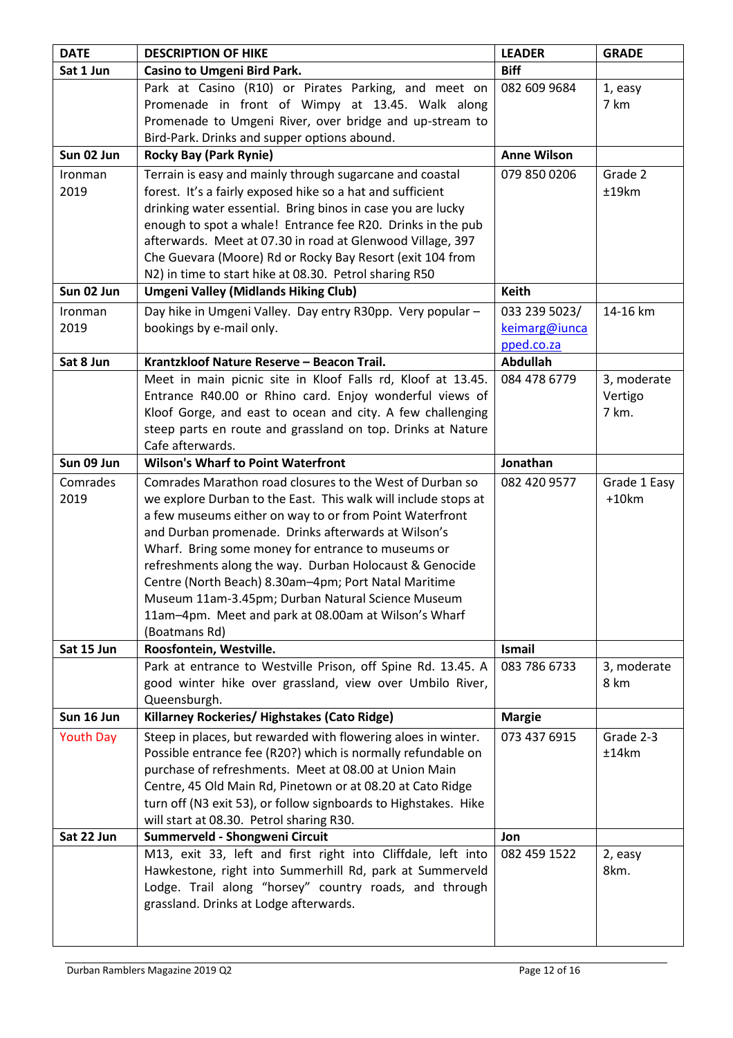| DATE | DESCRIPTION OF HIKE | LEADER | GRADE |
|---|---|---|---|
| **Sat 1 Jun** | **Casino to Umgeni Bird Park.** | **Biff** | |
| | Park at Casino (R10) or Pirates Parking, and meet on Promenade in front of Wimpy at 13.45. Walk along Promenade to Umgeni River, over bridge and up-stream to Bird-Park. Drinks and supper options abound. | 082 609 9684 | 1, easy 7 km |
| **Sun 02 Jun** | **Rocky Bay (Park Rynie)** | **Anne Wilson** | |
| Ironman 2019 | Terrain is easy and mainly through sugarcane and coastal forest. It's a fairly exposed hike so a hat and sufficient drinking water essential. Bring binos in case you are lucky enough to spot a whale! Entrance fee R20. Drinks in the pub afterwards. Meet at 07.30 in road at Glenwood Village, 397 Che Guevara (Moore) Rd or Rocky Bay Resort (exit 104 from N2) in time to start hike at 08.30. Petrol sharing R50 | 079 850 0206 | Grade 2 ±19km |
| **Sun 02 Jun** | **Umgeni Valley (Midlands Hiking Club)** | **Keith** | |
| Ironman 2019 | Day hike in Umgeni Valley. Day entry R30pp. Very popular – bookings by e-mail only. | 033 239 5023/ keimarg@iuncapped.co.za | 14-16 km |
| **Sat 8 Jun** | **Krantzkloof Nature Reserve – Beacon Trail.** | **Abdullah** | |
| | Meet in main picnic site in Kloof Falls rd, Kloof at 13.45. Entrance R40.00 or Rhino card. Enjoy wonderful views of Kloof Gorge, and east to ocean and city. A few challenging steep parts en route and grassland on top. Drinks at Nature Cafe afterwards. | 084 478 6779 | 3, moderate Vertigo 7 km. |
| **Sun 09 Jun** | **Wilson's Wharf to Point Waterfront** | **Jonathan** | |
| Comrades 2019 | Comrades Marathon road closures to the West of Durban so we explore Durban to the East. This walk will include stops at a few museums either on way to or from Point Waterfront and Durban promenade. Drinks afterwards at Wilson's Wharf. Bring some money for entrance to museums or refreshments along the way. Durban Holocaust & Genocide Centre (North Beach) 8.30am–4pm; Port Natal Maritime Museum 11am-3.45pm; Durban Natural Science Museum 11am–4pm. Meet and park at 08.00am at Wilson's Wharf (Boatmans Rd) | 082 420 9577 | Grade 1 Easy +10km |
| **Sat 15 Jun** | **Roosfontein, Westville.** | **Ismail** | |
| | Park at entrance to Westville Prison, off Spine Rd. 13.45. A good winter hike over grassland, view over Umbilo River, Queensburgh. | 083 786 6733 | 3, moderate 8 km |
| **Sun 16 Jun** | **Killarney Rockeries/ Highstakes (Cato Ridge)** | **Margie** | |
| Youth Day | Steep in places, but rewarded with flowering aloes in winter. Possible entrance fee (R20?) which is normally refundable on purchase of refreshments. Meet at 08.00 at Union Main Centre, 45 Old Main Rd, Pinetown or at 08.20 at Cato Ridge turn off (N3 exit 53), or follow signboards to Highstakes. Hike will start at 08.30. Petrol sharing R30. | 073 437 6915 | Grade 2-3 ±14km |
| **Sat 22 Jun** | **Summerveld - Shongweni Circuit** | **Jon** | |
| | M13, exit 33, left and first right into Cliffdale, left into Hawkestone, right into Summerhill Rd, park at Summerveld Lodge. Trail along "horsey" country roads, and through grassland. Drinks at Lodge afterwards. | 082 459 1522 | 2, easy 8km. |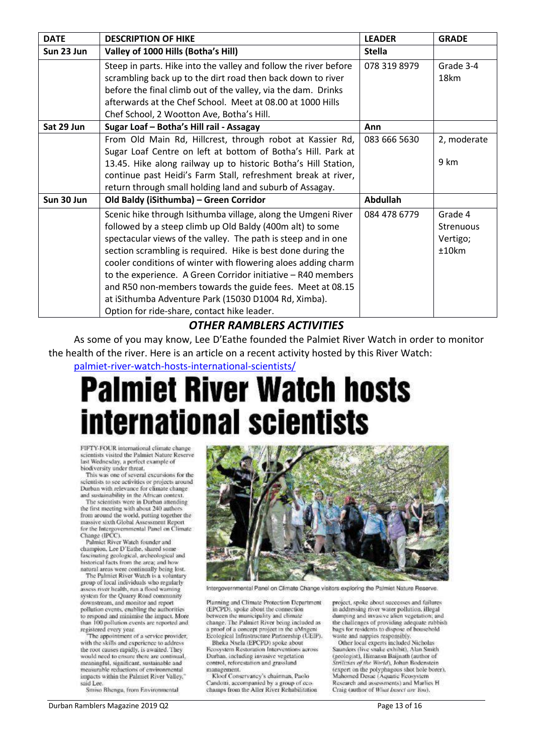| DATE | DESCRIPTION OF HIKE | LEADER | GRADE |
|---|---|---|---|
| **Sun 23 Jun** | **Valley of 1000 Hills (Botha's Hill)** | **Stella** | |
| | Steep in parts. Hike into the valley and follow the river before scrambling back up to the dirt road then back down to river before the final climb out of the valley, via the dam. Drinks afterwards at the Chef School. Meet at 08.00 at 1000 Hills Chef School, 2 Wootton Ave, Botha's Hill. | 078 319 8979 | Grade 3-4 18km |
| **Sat 29 Jun** | **Sugar Loaf – Botha's Hill rail - Assagay** | **Ann** | |
| | From Old Main Rd, Hillcrest, through robot at Kassier Rd, Sugar Loaf Centre on left at bottom of Botha's Hill. Park at 13.45. Hike along railway up to historic Botha's Hill Station, continue past Heidi's Farm Stall, refreshment break at river, return through small holding land and suburb of Assagay. | 083 666 5630 | 2, moderate 9 km |
| **Sun 30 Jun** | **Old Baldy (iSithumba) – Green Corridor** | **Abdullah** | |
| | Scenic hike through Isithumba village, along the Umgeni River followed by a steep climb up Old Baldy (400m alt) to some spectacular views of the valley. The path is steep and in one section scrambling is required. Hike is best done during the cooler conditions of winter with flowering aloes adding charm to the experience. A Green Corridor initiative – R40 members and R50 non-members towards the guide fees. Meet at 08.15 at iSithumba Adventure Park (15030 D1004 Rd, Ximba). Option for ride-share, contact hike leader. | 084 478 6779 | Grade 4 Strenuous Vertigo; ±10km |

## *OTHER RAMBLERS ACTIVITIES*

As some of you may know, Lee D'Eathe founded the Palmiet River Watch in order to monitor the health of the river. Here is an article on a recent activity hosted by this River Watch:

palmiet-river-watch-hosts-international-scientists/

# Palmiet River Watch hosts international scientists

FIFTY-FOUR international climate change scientists visited the Palmiet Nature Reserve last Wednesday, a perfect example of biodiversity under threat.

This was one of several excursions for the scientists to see activities or projects around Durban with relevance for climate change and sustainability in the African context.

The scientists were in Durban attending the first meeting with about 240 authors from around the world, putting together the massive sixth Global Assessment Report for the Intergovernmental Panel on Climate Change (IPCC).

Palmiet River Watch founder and champion, Lee D'Eathe, shared some fascinating geological, archeological and historical facts from the area; and how natural areas were continually being lost.

The Palmiet River Watch is a voluntary group of local individuals who regularly assess river health, run a flood warning system for the Quarry Road community downstream, and monitor and report pollution events, enabling the authorities to respond and minimise the impact. More than 100 pollution events are reported and registered every year.

"The appointment of a service provider, with the skills and experience to address the root causes rapidly, is awaited. They would need to ensure there are continual, meaningful, significant, sustainable and measurable reductions of environmental impacts within the Palmiet River Valley," said Lee.

Smiso Bhengu, from Environmental Planning and Climate Protection Department (EPCPD), spoke about the connection between the municipality and climate change. The Palmiet River being included as a proof of a concept project in the uMngeni Ecological Infrastructure Partnership (UEIP).

Bheka Nxela (EPCPD) spoke about Ecosystem Restoration Interventions across Durban, including invasive vegetation control, reforestation and grassland management.

Kloof Conservancy's chairman, Paolo Candotti, accompanied by a group of eco-champs from the Aller River Rehabilitation project, spoke about successes and failures in addressing river water pollution, illegal dumping and invasive alien vegetation; and the challenges of providing adequate rubbish bags for residents to dispose of household waste and nappies responsibly.

Other local experts included Nicholas Saunders (live snake exhibit), Alan Smith (geologist), Himansu Baijnath (author of *Strilizias of the World*), Johan Bodenstein (expert on the polyphagous shot hole borer), Mahomed Desai (Aquatic Ecosystem Research and assessments) and Marlies H Craig (author of *What Insect are You*).

Intergovernmental Panel on Climate Change visitors exploring the Palmiet Nature Reserve.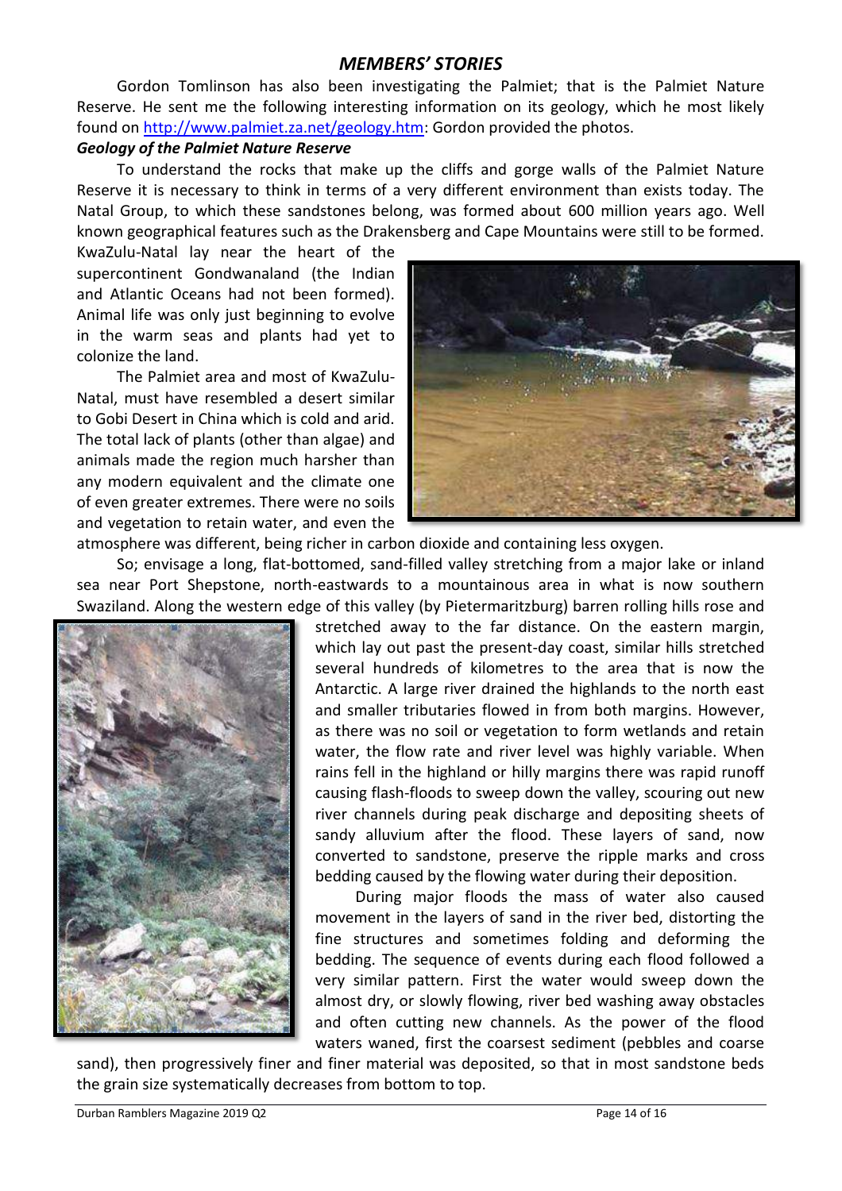## MEMBERS' STORIES

Gordon Tomlinson has also been investigating the Palmiet; that is the Palmiet Nature Reserve. He sent me the following interesting information on its geology, which he most likely found on http://www.palmiet.za.net/geology.htm: Gordon provided the photos.

### *Geology of the Palmiet Nature Reserve*

To understand the rocks that make up the cliffs and gorge walls of the Palmiet Nature Reserve it is necessary to think in terms of a very different environment than exists today. The Natal Group, to which these sandstones belong, was formed about 600 million years ago. Well known geographical features such as the Drakensberg and Cape Mountains were still to be formed. KwaZulu-Natal lay near the heart of the supercontinent Gondwanaland (the Indian and Atlantic Oceans had not been formed). Animal life was only just beginning to evolve in the warm seas and plants had yet to colonize the land.

The Palmiet area and most of KwaZulu-Natal, must have resembled a desert similar to Gobi Desert in China which is cold and arid. The total lack of plants (other than algae) and animals made the region much harsher than any modern equivalent and the climate one of even greater extremes. There were no soils and vegetation to retain water, and even the atmosphere was different, being richer in carbon dioxide and containing less oxygen.

So; envisage a long, flat-bottomed, sand-filled valley stretching from a major lake or inland sea near Port Shepstone, north-eastwards to a mountainous area in what is now southern Swaziland. Along the western edge of this valley (by Pietermaritzburg) barren rolling hills rose and stretched away to the far distance. On the eastern margin, which lay out past the present-day coast, similar hills stretched several hundreds of kilometres to the area that is now the Antarctic. A large river drained the highlands to the north east and smaller tributaries flowed in from both margins. However, as there was no soil or vegetation to form wetlands and retain water, the flow rate and river level was highly variable. When rains fell in the highland or hilly margins there was rapid runoff causing flash-floods to sweep down the valley, scouring out new river channels during peak discharge and depositing sheets of sandy alluvium after the flood. These layers of sand, now converted to sandstone, preserve the ripple marks and cross bedding caused by the flowing water during their deposition.

During major floods the mass of water also caused movement in the layers of sand in the river bed, distorting the fine structures and sometimes folding and deforming the bedding. The sequence of events during each flood followed a very similar pattern. First the water would sweep down the almost dry, or slowly flowing, river bed washing away obstacles and often cutting new channels. As the power of the flood waters waned, first the coarsest sediment (pebbles and coarse sand), then progressively finer and finer material was deposited, so that in most sandstone beds the grain size systematically decreases from bottom to top.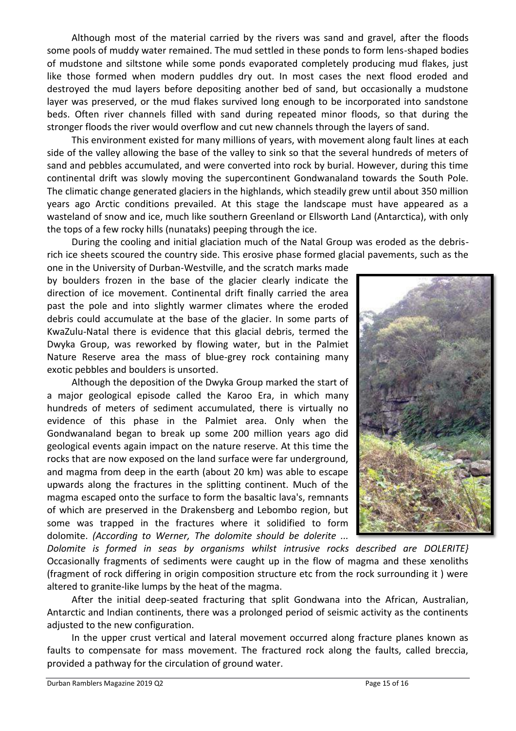Although most of the material carried by the rivers was sand and gravel, after the floods some pools of muddy water remained. The mud settled in these ponds to form lens-shaped bodies of mudstone and siltstone while some ponds evaporated completely producing mud flakes, just like those formed when modern puddles dry out. In most cases the next flood eroded and destroyed the mud layers before depositing another bed of sand, but occasionally a mudstone layer was preserved, or the mud flakes survived long enough to be incorporated into sandstone beds. Often river channels filled with sand during repeated minor floods, so that during the stronger floods the river would overflow and cut new channels through the layers of sand.

This environment existed for many millions of years, with movement along fault lines at each side of the valley allowing the base of the valley to sink so that the several hundreds of meters of sand and pebbles accumulated, and were converted into rock by burial. However, during this time continental drift was slowly moving the supercontinent Gondwanaland towards the South Pole. The climatic change generated glaciers in the highlands, which steadily grew until about 350 million years ago Arctic conditions prevailed. At this stage the landscape must have appeared as a wasteland of snow and ice, much like southern Greenland or Ellsworth Land (Antarctica), with only the tops of a few rocky hills (nunataks) peeping through the ice.

During the cooling and initial glaciation much of the Natal Group was eroded as the debris-rich ice sheets scoured the country side. This erosive phase formed glacial pavements, such as the one in the University of Durban-Westville, and the scratch marks made by boulders frozen in the base of the glacier clearly indicate the direction of ice movement. Continental drift finally carried the area past the pole and into slightly warmer climates where the eroded debris could accumulate at the base of the glacier. In some parts of KwaZulu-Natal there is evidence that this glacial debris, termed the Dwyka Group, was reworked by flowing water, but in the Palmiet Nature Reserve area the mass of blue-grey rock containing many exotic pebbles and boulders is unsorted.

Although the deposition of the Dwyka Group marked the start of a major geological episode called the Karoo Era, in which many hundreds of meters of sediment accumulated, there is virtually no evidence of this phase in the Palmiet area. Only when the Gondwanaland began to break up some 200 million years ago did geological events again impact on the nature reserve. At this time the rocks that are now exposed on the land surface were far underground, and magma from deep in the earth (about 20 km) was able to escape upwards along the fractures in the splitting continent. Much of the magma escaped onto the surface to form the basaltic lava's, remnants of which are preserved in the Drakensberg and Lebombo region, but some was trapped in the fractures where it solidified to form dolomite. *(According to Werner, The dolomite should be dolerite ... Dolomite is formed in seas by organisms whilst intrusive rocks described are DOLERITE}* Occasionally fragments of sediments were caught up in the flow of magma and these xenoliths (fragment of rock differing in origin composition structure etc from the rock surrounding it ) were altered to granite-like lumps by the heat of the magma.

After the initial deep-seated fracturing that split Gondwana into the African, Australian, Antarctic and Indian continents, there was a prolonged period of seismic activity as the continents adjusted to the new configuration.

In the upper crust vertical and lateral movement occurred along fracture planes known as faults to compensate for mass movement. The fractured rock along the faults, called breccia, provided a pathway for the circulation of ground water.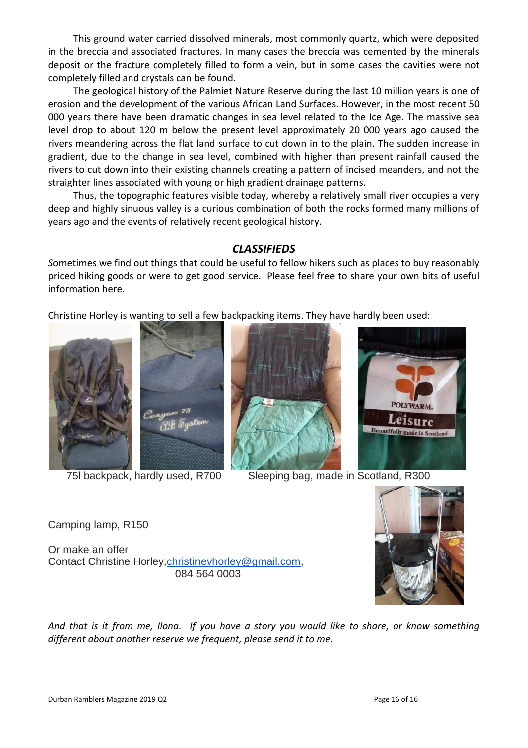This ground water carried dissolved minerals, most commonly quartz, which were deposited in the breccia and associated fractures. In many cases the breccia was cemented by the minerals deposit or the fracture completely filled to form a vein, but in some cases the cavities were not completely filled and crystals can be found.

The geological history of the Palmiet Nature Reserve during the last 10 million years is one of erosion and the development of the various African Land Surfaces. However, in the most recent 50 000 years there have been dramatic changes in sea level related to the Ice Age. The massive sea level drop to about 120 m below the present level approximately 20 000 years ago caused the rivers meandering across the flat land surface to cut down in to the plain. The sudden increase in gradient, due to the change in sea level, combined with higher than present rainfall caused the rivers to cut down into their existing channels creating a pattern of incised meanders, and not the straighter lines associated with young or high gradient drainage patterns.

Thus, the topographic features visible today, whereby a relatively small river occupies a very deep and highly sinuous valley is a curious combination of both the rocks formed many millions of years ago and the events of relatively recent geological history.

## *CLASSIFIEDS*

*S*ometimes we find out things that could be useful to fellow hikers such as places to buy reasonably priced hiking goods or were to get good service. Please feel free to share your own bits of useful information here.

Christine Horley is wanting to sell a few backpacking items. They have hardly been used:

75l backpack, hardly used, R700

Sleeping bag, made in Scotland, R300

Camping lamp, R150

Or make an offer

Contact Christine Horley, christinevhorley@gmail.com, 084 564 0003

*And that is it from me, Ilona. If you have a story you would like to share, or know something different about another reserve we frequent, please send it to me.*